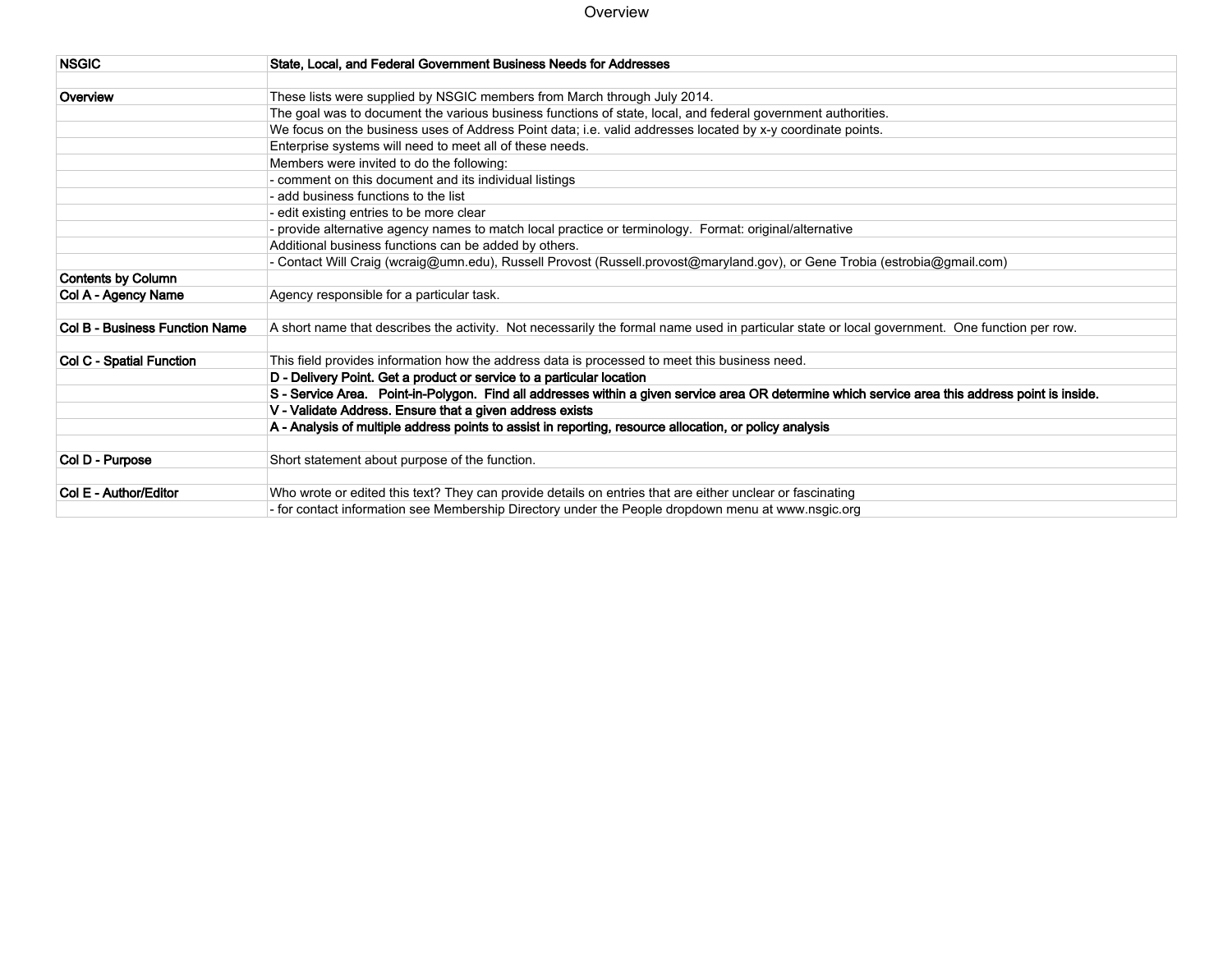# Overview

| NSGIC | **State, Local, and Federal Government Business Needs for Addresses** |
|---|---|
| | |
| **Overview** | These lists were supplied by NSGIC members from March through July 2014. |
| | The goal was to document the various business functions of state, local, and federal government authorities. |
| | We focus on the business uses of Address Point data; i.e. valid addresses located by x-y coordinate points. |
| | Enterprise systems will need to meet all of these needs. |
| | Members were invited to do the following: |
| | - comment on this document and its individual listings |
| | - add business functions to the list |
| | - edit existing entries to be more clear |
| | - provide alternative agency names to match local practice or terminology. Format: original/alternative |
| | Additional business functions can be added by others. |
| | - Contact Will Craig (wcraig@umn.edu), Russell Provost (Russell.provost@maryland.gov), or Gene Trobia (estrobia@gmail.com) |
| **Contents by Column** | |
| **Col A - Agency Name** | Agency responsible for a particular task. |
| | |
| **Col B - Business Function Name** | A short name that describes the activity. Not necessarily the formal name used in particular state or local government. One function per row. |
| | |
| **Col C - Spatial Function** | This field provides information how the address data is processed to meet this business need. |
| | **D - Delivery Point. Get a product or service to a particular location** |
| | **S - Service Area. Point-in-Polygon. Find all addresses within a given service area OR determine which service area this address point is inside.** |
| | **V - Validate Address. Ensure that a given address exists** |
| | **A - Analysis of multiple address points to assist in reporting, resource allocation, or policy analysis** |
| | |
| **Col D - Purpose** | Short statement about purpose of the function. |
| | |
| **Col E - Author/Editor** | Who wrote or edited this text? They can provide details on entries that are either unclear or fascinating |
| | - for contact information see Membership Directory under the People dropdown menu at www.nsgic.org |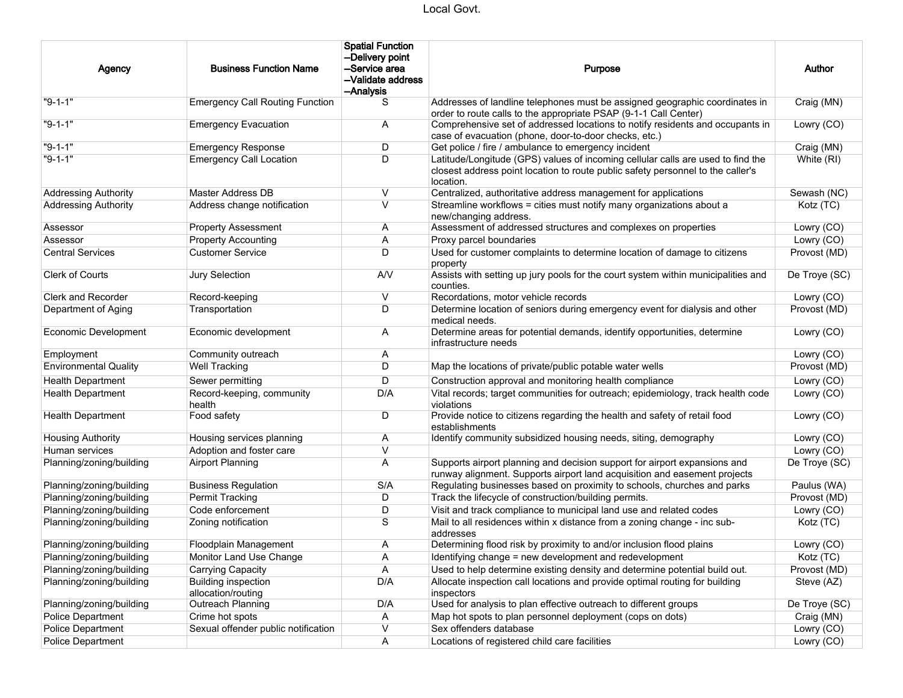# Local Govt.

| Agency | Business Function Name | Spatial Function<br>--Delivery point<br>--Service area<br>--Validate address<br>--Analysis | Purpose | Author |
|---|---|---|---|---|
| "9-1-1" | Emergency Call Routing Function | S | Addresses of landline telephones must be assigned geographic coordinates in order to route calls to the appropriate PSAP (9-1-1 Call Center) | Craig (MN) |
| "9-1-1" | Emergency Evacuation | A | Comprehensive set of addressed locations to notify residents and occupants in case of evacuation (phone, door-to-door checks, etc.) | Lowry (CO) |
| "9-1-1" | Emergency Response | D | Get police / fire / ambulance to emergency incident | Craig (MN) |
| "9-1-1" | Emergency Call Location | D | Latitude/Longitude (GPS) values of incoming cellular calls are used to find the closest address point location to route public safety personnel to the caller's location. | White (RI) |
| Addressing Authority | Master Address DB | V | Centralized, authoritative address management for applications | Sewash (NC) |
| Addressing Authority | Address change notification | V | Streamline workflows = cities must notify many organizations about a new/changing address. | Kotz (TC) |
| Assessor | Property Assessment | A | Assessment of addressed structures and complexes on properties | Lowry (CO) |
| Assessor | Property Accounting | A | Proxy parcel boundaries | Lowry (CO) |
| Central Services | Customer Service | D | Used for customer complaints to determine location of damage to citizens property | Provost (MD) |
| Clerk of Courts | Jury Selection | A/V | Assists with setting up jury pools for the court system within municipalities and counties. | De Troye (SC) |
| Clerk and Recorder | Record-keeping | V | Recordations, motor vehicle records | Lowry (CO) |
| Department of Aging | Transportation | D | Determine location of seniors during emergency event for dialysis and other medical needs. | Provost (MD) |
| Economic Development | Economic development | A | Determine areas for potential demands, identify opportunities, determine infrastructure needs | Lowry (CO) |
| Employment | Community outreach | A | | Lowry (CO) |
| Environmental Quality | Well Tracking | D | Map the locations of private/public potable water wells | Provost (MD) |
| Health Department | Sewer permitting | D | Construction approval and monitoring health compliance | Lowry (CO) |
| Health Department | Record-keeping, community health | D/A | Vital records; target communities for outreach; epidemiology, track health code violations | Lowry (CO) |
| Health Department | Food safety | D | Provide notice to citizens regarding the health and safety of retail food establishments | Lowry (CO) |
| Housing Authority | Housing services planning | A | Identify community subsidized housing needs, siting, demography | Lowry (CO) |
| Human services | Adoption and foster care | V | | Lowry (CO) |
| Planning/zoning/building | Airport Planning | A | Supports airport planning and decision support for airport expansions and runway alignment. Supports airport land acquisition and easement projects | De Troye (SC) |
| Planning/zoning/building | Business Regulation | S/A | Regulating businesses based on proximity to schools, churches and parks | Paulus (WA) |
| Planning/zoning/building | Permit Tracking | D | Track the lifecycle of construction/building permits. | Provost (MD) |
| Planning/zoning/building | Code enforcement | D | Visit and track compliance to municipal land use and related codes | Lowry (CO) |
| Planning/zoning/building | Zoning notification | S | Mail to all residences within x distance from a zoning change - inc sub-addresses | Kotz (TC) |
| Planning/zoning/building | Floodplain Management | A | Determining flood risk by proximity to and/or inclusion flood plains | Lowry (CO) |
| Planning/zoning/building | Monitor Land Use Change | A | Identifying change = new development and redevelopment | Kotz (TC) |
| Planning/zoning/building | Carrying Capacity | A | Used to help determine existing density and determine potential build out. | Provost (MD) |
| Planning/zoning/building | Building inspection allocation/routing | D/A | Allocate inspection call locations and provide optimal routing for building inspectors | Steve (AZ) |
| Planning/zoning/building | Outreach Planning | D/A | Used for analysis to plan effective outreach to different groups | De Troye (SC) |
| Police Department | Crime hot spots | A | Map hot spots to plan personnel deployment (cops on dots) | Craig (MN) |
| Police Department | Sexual offender public notification | V | Sex offenders database | Lowry (CO) |
| Police Department | | A | Locations of registered child care facilities | Lowry (CO) |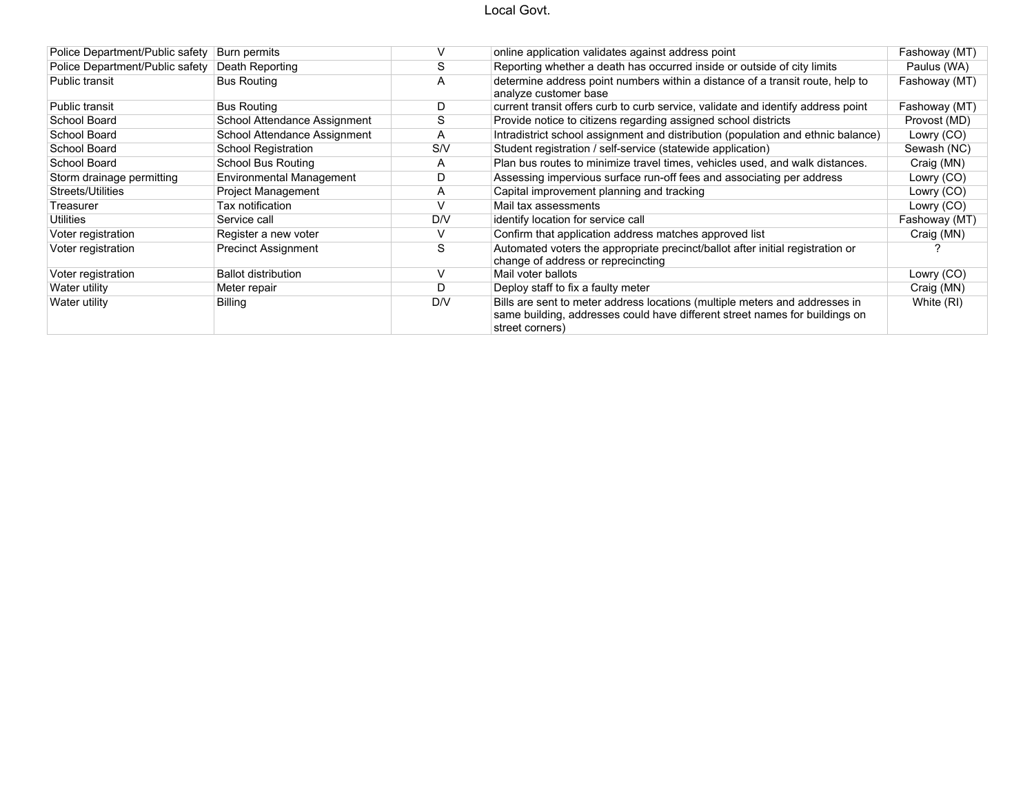# Local Govt.

| | | | | |
|---|---|---|---|---|
| Police Department/Public safety | Burn permits | V | online application validates against address point | Fashoway (MT) |
| Police Department/Public safety | Death Reporting | S | Reporting whether a death has occurred inside or outside of city limits | Paulus (WA) |
| Public transit | Bus Routing | A | determine address point numbers within a distance of a transit route, help to analyze customer base | Fashoway (MT) |
| Public transit | Bus Routing | D | current transit offers curb to curb service, validate and identify address point | Fashoway (MT) |
| School Board | School Attendance Assignment | S | Provide notice to citizens regarding assigned school districts | Provost (MD) |
| School Board | School Attendance Assignment | A | Intradistrict school assignment and distribution (population and ethnic balance) | Lowry (CO) |
| School Board | School Registration | S/V | Student registration / self-service (statewide application) | Sewash (NC) |
| School Board | School Bus Routing | A | Plan bus routes to minimize travel times, vehicles used, and walk distances. | Craig (MN) |
| Storm drainage permitting | Environmental Management | D | Assessing impervious surface run-off fees and associating per address | Lowry (CO) |
| Streets/Utilities | Project Management | A | Capital improvement planning and tracking | Lowry (CO) |
| Treasurer | Tax notification | V | Mail tax assessments | Lowry (CO) |
| Utilities | Service call | D/V | identify location for service call | Fashoway (MT) |
| Voter registration | Register a new voter | V | Confirm that application address matches approved list | Craig (MN) |
| Voter registration | Precinct Assignment | S | Automated voters the appropriate precinct/ballot after initial registration or change of address or reprecincting | ? |
| Voter registration | Ballot distribution | V | Mail voter ballots | Lowry (CO) |
| Water utility | Meter repair | D | Deploy staff to fix a faulty meter | Craig (MN) |
| Water utility | Billing | D/V | Bills are sent to meter address locations (multiple meters and addresses in same building, addresses could have different street names for buildings on street corners) | White (RI) |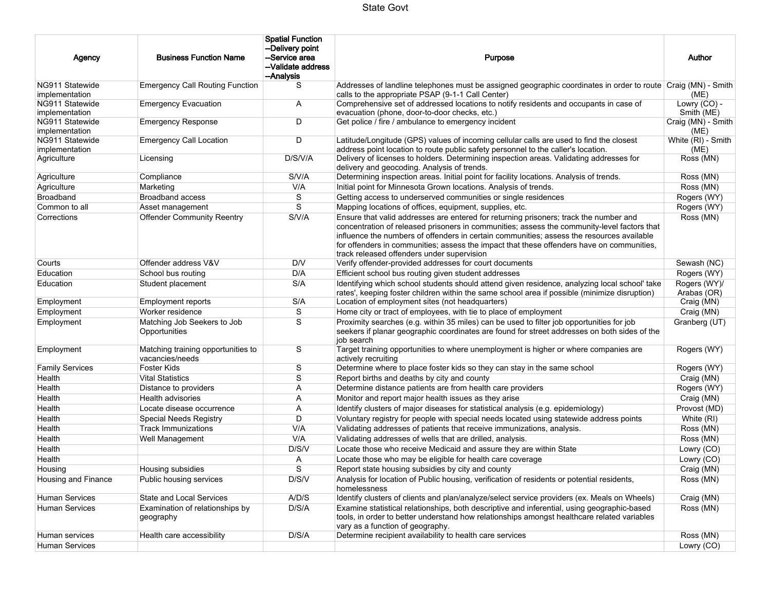# State Govt

| Agency | Business Function Name | Spatial Function --Delivery point --Service area --Validate address --Analysis | Purpose | Author |
|---|---|---|---|---|
| NG911 Statewide implementation | Emergency Call Routing Function | S | Addresses of landline telephones must be assigned geographic coordinates in order to route calls to the appropriate PSAP (9-1-1 Call Center) | Craig (MN) - Smith (ME) |
| NG911 Statewide implementation | Emergency Evacuation | A | Comprehensive set of addressed locations to notify residents and occupants in case of evacuation (phone, door-to-door checks, etc.) | Lowry (CO) - Smith (ME) |
| NG911 Statewide implementation | Emergency Response | D | Get police / fire / ambulance to emergency incident | Craig (MN) - Smith (ME) |
| NG911 Statewide implementation | Emergency Call Location | D | Latitude/Longitude (GPS) values of incoming cellular calls are used to find the closest address point location to route public safety personnel to the caller's location. | White (RI) - Smith (ME) |
| Agriculture | Licensing | D/S/V/A | Delivery of licenses to holders. Determining inspection areas. Validating addresses for delivery and geocoding. Analysis of trends. | Ross (MN) |
| Agriculture | Compliance | S/V/A | Determining inspection areas. Initial point for facility locations. Analysis of trends. | Ross (MN) |
| Agriculture | Marketing | V/A | Initial point for Minnesota Grown locations. Analysis of trends. | Ross (MN) |
| Broadband | Broadband access | S | Getting access to underserved communities or single residences | Rogers (WY) |
| Common to all | Asset management | S | Mapping locations of offices, equipment, supplies, etc. | Rogers (WY) |
| Corrections | Offender Community Reentry | S/V/A | Ensure that valid addresses are entered for returning prisoners; track the number and concentration of released prisoners in communities; assess the community-level factors that influence the numbers of offenders in certain communities; assess the resources available for offenders in communities; assess the impact that these offenders have on communities, track released offenders under supervision | Ross (MN) |
| Courts | Offender address V&V | D/V | Verify offender-provided addresses for court documents | Sewash (NC) |
| Education | School bus routing | D/A | Efficient school bus routing given student addresses | Rogers (WY) |
| Education | Student placement | S/A | Identifying which school students should attend given residence, analyzing local school' take rates', keeping foster children within the same school area if possible (minimize disruption) | Rogers (WY)/ Arabas (OR) |
| Employment | Employment reports | S/A | Location of employment sites (not headquarters) | Craig (MN) |
| Employment | Worker residence | S | Home city or tract of employees, with tie to place of employment | Craig (MN) |
| Employment | Matching Job Seekers to Job Opportunities | S | Proximity searches (e.g. within 35 miles) can be used to filter job opportunities for job seekers if planar geographic coordinates are found for street addresses on both sides of the job search | Granberg (UT) |
| Employment | Matching training opportunities to vacancies/needs | S | Target training opportunities to where unemployment is higher or where companies are actively recruiting | Rogers (WY) |
| Family Services | Foster Kids | S | Determine where to place foster kids so they can stay in the same school | Rogers (WY) |
| Health | Vital Statistics | S | Report births and deaths by city and county | Craig (MN) |
| Health | Distance to providers | A | Determine distance patients are from health care providers | Rogers (WY) |
| Health | Health advisories | A | Monitor and report major health issues as they arise | Craig (MN) |
| Health | Locate disease occurrence | A | Identify clusters of major diseases for statistical analysis (e.g. epidemiology) | Provost (MD) |
| Health | Special Needs Registry | D | Voluntary registry for people with special needs located using statewide address points | White (RI) |
| Health | Track Immunizations | V/A | Validating addresses of patients that receive immunizations, analysis. | Ross (MN) |
| Health | Well Management | V/A | Validating addresses of wells that are drilled, analysis. | Ross (MN) |
| Health | | D/S/V | Locate those who receive Medicaid and assure they are within State | Lowry (CO) |
| Health | | A | Locate those who may be eligible for health care coverage | Lowry (CO) |
| Housing | Housing subsidies | S | Report state housing subsidies by city and county | Craig (MN) |
| Housing and Finance | Public housing services | D/S/V | Analysis for location of Public housing, verification of residents or potential residents, homelessness | Ross (MN) |
| Human Services | State and Local Services | A/D/S | Identify clusters of clients and plan/analyze/select service providers (ex. Meals on Wheels) | Craig (MN) |
| Human Services | Examination of relationships by geography | D/S/A | Examine statistical relationships, both descriptive and inferential, using geographic-based tools, in order to better understand how relationships amongst healthcare related variables vary as a function of geography. | Ross (MN) |
| Human services | Health care accessibility | D/S/A | Determine recipient availability to health care services | Ross (MN) |
| Human Services | | | | Lowry (CO) |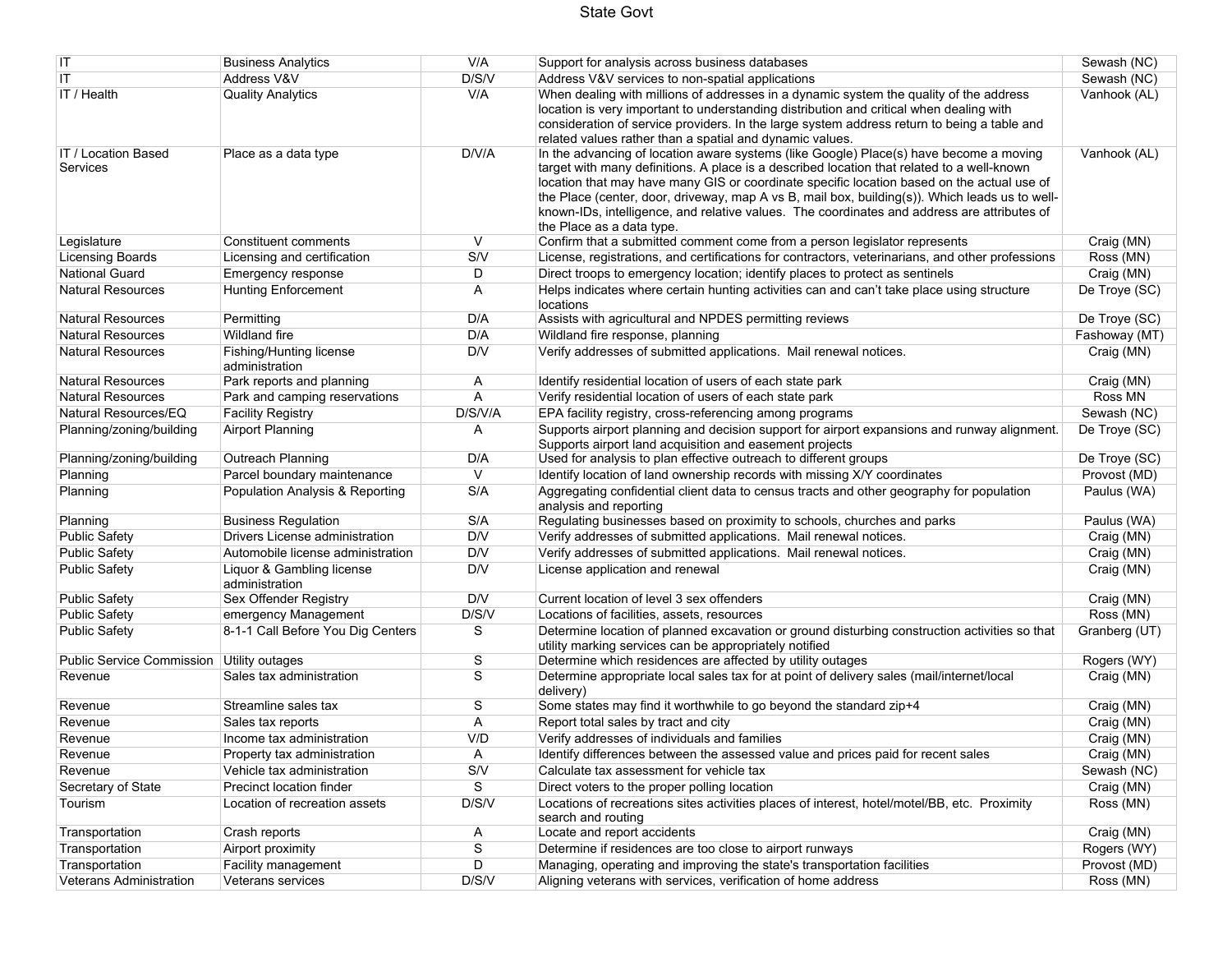# State Govt

| | | | | |
|---|---|---|---|---|
| IT | Business Analytics | V/A | Support for analysis across business databases | Sewash (NC) |
| IT | Address V&V | D/S/V | Address V&V services to non-spatial applications | Sewash (NC) |
| IT / Health | Quality Analytics | V/A | When dealing with millions of addresses in a dynamic system the quality of the address location is very important to understanding distribution and critical when dealing with consideration of service providers. In the large system address return to being a table and related values rather than a spatial and dynamic values. | Vanhook (AL) |
| IT / Location Based Services | Place as a data type | D/V/A | In the advancing of location aware systems (like Google) Place(s) have become a moving target with many definitions. A place is a described location that related to a well-known location that may have many GIS or coordinate specific location based on the actual use of the Place (center, door, driveway, map A vs B, mail box, building(s)). Which leads us to well-known-IDs, intelligence, and relative values. The coordinates and address are attributes of the Place as a data type. | Vanhook (AL) |
| Legislature | Constituent comments | V | Confirm that a submitted comment come from a person legislator represents | Craig (MN) |
| Licensing Boards | Licensing and certification | S/V | License, registrations, and certifications for contractors, veterinarians, and other professions | Ross (MN) |
| National Guard | Emergency response | D | Direct troops to emergency location; identify places to protect as sentinels | Craig (MN) |
| Natural Resources | Hunting Enforcement | A | Helps indicates where certain hunting activities can and can't take place using structure locations | De Troye (SC) |
| Natural Resources | Permitting | D/A | Assists with agricultural and NPDES permitting reviews | De Troye (SC) |
| Natural Resources | Wildland fire | D/A | Wildland fire response, planning | Fashoway (MT) |
| Natural Resources | Fishing/Hunting license administration | D/V | Verify addresses of submitted applications. Mail renewal notices. | Craig (MN) |
| Natural Resources | Park reports and planning | A | Identify residential location of users of each state park | Craig (MN) |
| Natural Resources | Park and camping reservations | A | Verify residential location of users of each state park | Ross MN |
| Natural Resources/EQ | Facility Registry | D/S/V/A | EPA facility registry, cross-referencing among programs | Sewash (NC) |
| Planning/zoning/building | Airport Planning | A | Supports airport planning and decision support for airport expansions and runway alignment. Supports airport land acquisition and easement projects | De Troye (SC) |
| Planning/zoning/building | Outreach Planning | D/A | Used for analysis to plan effective outreach to different groups | De Troye (SC) |
| Planning | Parcel boundary maintenance | V | Identify location of land ownership records with missing X/Y coordinates | Provost (MD) |
| Planning | Population Analysis & Reporting | S/A | Aggregating confidential client data to census tracts and other geography for population analysis and reporting | Paulus (WA) |
| Planning | Business Regulation | S/A | Regulating businesses based on proximity to schools, churches and parks | Paulus (WA) |
| Public Safety | Drivers License administration | D/V | Verify addresses of submitted applications. Mail renewal notices. | Craig (MN) |
| Public Safety | Automobile license administration | D/V | Verify addresses of submitted applications. Mail renewal notices. | Craig (MN) |
| Public Safety | Liquor & Gambling license administration | D/V | License application and renewal | Craig (MN) |
| Public Safety | Sex Offender Registry | D/V | Current location of level 3 sex offenders | Craig (MN) |
| Public Safety | emergency Management | D/S/V | Locations of facilities, assets, resources | Ross (MN) |
| Public Safety | 8-1-1 Call Before You Dig Centers | S | Determine location of planned excavation or ground disturbing construction activities so that utility marking services can be appropriately notified | Granberg (UT) |
| Public Service Commission | Utility outages | S | Determine which residences are affected by utility outages | Rogers (WY) |
| Revenue | Sales tax administration | S | Determine appropriate local sales tax for at point of delivery sales (mail/internet/local delivery) | Craig (MN) |
| Revenue | Streamline sales tax | S | Some states may find it worthwhile to go beyond the standard zip+4 | Craig (MN) |
| Revenue | Sales tax reports | A | Report total sales by tract and city | Craig (MN) |
| Revenue | Income tax administration | V/D | Verify addresses of individuals and families | Craig (MN) |
| Revenue | Property tax administration | A | Identify differences between the assessed value and prices paid for recent sales | Craig (MN) |
| Revenue | Vehicle tax administration | S/V | Calculate tax assessment for vehicle tax | Sewash (NC) |
| Secretary of State | Precinct location finder | S | Direct voters to the proper polling location | Craig (MN) |
| Tourism | Location of recreation assets | D/S/V | Locations of recreations sites activities places of interest, hotel/motel/BB, etc. Proximity search and routing | Ross (MN) |
| Transportation | Crash reports | A | Locate and report accidents | Craig (MN) |
| Transportation | Airport proximity | S | Determine if residences are too close to airport runways | Rogers (WY) |
| Transportation | Facility management | D | Managing, operating and improving the state's transportation facilities | Provost (MD) |
| Veterans Administration | Veterans services | D/S/V | Aligning veterans with services, verification of home address | Ross (MN) |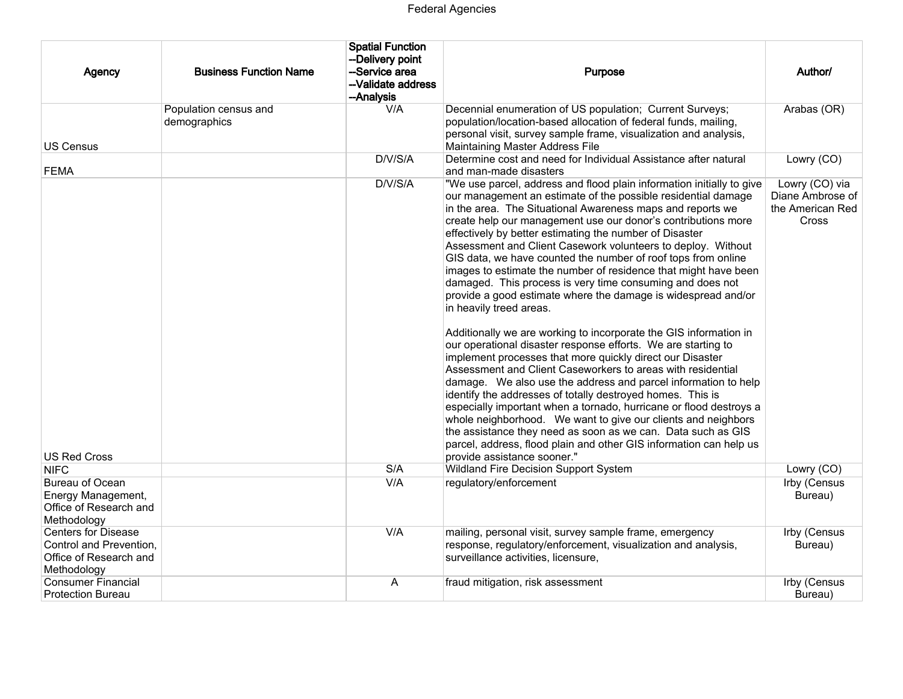# Federal Agencies

| Agency | Business Function Name | Spatial Function --Delivery point --Service area --Validate address --Analysis | Purpose | Author/ |
| --- | --- | --- | --- | --- |
| US Census | Population census and demographics | V/A | Decennial enumeration of US population; Current Surveys; population/location-based allocation of federal funds, mailing, personal visit, survey sample frame, visualization and analysis, Maintaining Master Address File | Arabas (OR) |
| FEMA | | D/V/S/A | Determine cost and need for Individual Assistance after natural and man-made disasters | Lowry (CO) |
| US Red Cross | | D/V/S/A | "We use parcel, address and flood plain information initially to give our management an estimate of the possible residential damage in the area. The Situational Awareness maps and reports we create help our management use our donor's contributions more effectively by better estimating the number of Disaster Assessment and Client Casework volunteers to deploy. Without GIS data, we have counted the number of roof tops from online images to estimate the number of residence that might have been damaged. This process is very time consuming and does not provide a good estimate where the damage is widespread and/or in heavily treed areas.<br><br>Additionally we are working to incorporate the GIS information in our operational disaster response efforts. We are starting to implement processes that more quickly direct our Disaster Assessment and Client Caseworkers to areas with residential damage. We also use the address and parcel information to help identify the addresses of totally destroyed homes. This is especially important when a tornado, hurricane or flood destroys a whole neighborhood. We want to give our clients and neighbors the assistance they need as soon as we can. Data such as GIS parcel, address, flood plain and other GIS information can help us provide assistance sooner." | Lowry (CO) via Diane Ambrose of the American Red Cross |
| NIFC | | S/A | Wildland Fire Decision Support System | Lowry (CO) |
| Bureau of Ocean Energy Management, Office of Research and Methodology | | V/A | regulatory/enforcement | Irby (Census Bureau) |
| Centers for Disease Control and Prevention, Office of Research and Methodology | | V/A | mailing, personal visit, survey sample frame, emergency response, regulatory/enforcement, visualization and analysis, surveillance activities, licensure, | Irby (Census Bureau) |
| Consumer Financial Protection Bureau | | A | fraud mitigation, risk assessment | Irby (Census Bureau) |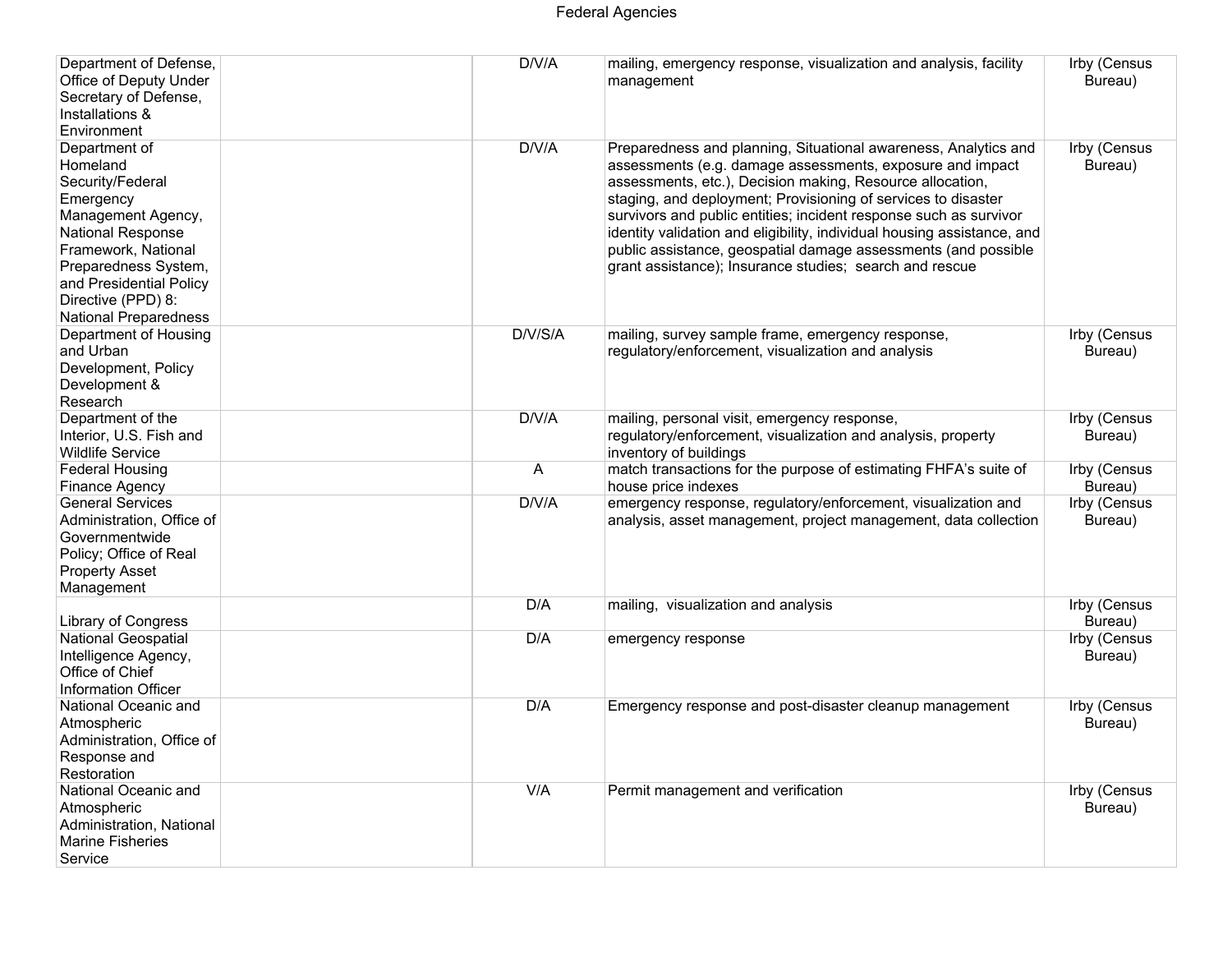Federal Agencies

| | | | | |
|---|---|---|---|---|
| Department of Defense, Office of Deputy Under Secretary of Defense, Installations & Environment | | D/V/A | mailing, emergency response, visualization and analysis, facility management | Irby (Census Bureau) |
| Department of Homeland Security/Federal Emergency Management Agency, National Response Framework, National Preparedness System, and Presidential Policy Directive (PPD) 8: National Preparedness | | D/V/A | Preparedness and planning, Situational awareness, Analytics and assessments (e.g. damage assessments, exposure and impact assessments, etc.), Decision making, Resource allocation, staging, and deployment; Provisioning of services to disaster survivors and public entities; incident response such as survivor identity validation and eligibility, individual housing assistance, and public assistance, geospatial damage assessments (and possible grant assistance); Insurance studies; search and rescue | Irby (Census Bureau) |
| Department of Housing and Urban Development, Policy Development & Research | | D/V/S/A | mailing, survey sample frame, emergency response, regulatory/enforcement, visualization and analysis | Irby (Census Bureau) |
| Department of the Interior, U.S. Fish and Wildlife Service | | D/V/A | mailing, personal visit, emergency response, regulatory/enforcement, visualization and analysis, property inventory of buildings | Irby (Census Bureau) |
| Federal Housing Finance Agency | | A | match transactions for the purpose of estimating FHFA's suite of house price indexes | Irby (Census Bureau) |
| General Services Administration, Office of Governmentwide Policy; Office of Real Property Asset Management | | D/V/A | emergency response, regulatory/enforcement, visualization and analysis, asset management, project management, data collection | Irby (Census Bureau) |
| Library of Congress | | D/A | mailing, visualization and analysis | Irby (Census Bureau) |
| National Geospatial Intelligence Agency, Office of Chief Information Officer | | D/A | emergency response | Irby (Census Bureau) |
| National Oceanic and Atmospheric Administration, Office of Response and Restoration | | D/A | Emergency response and post-disaster cleanup management | Irby (Census Bureau) |
| National Oceanic and Atmospheric Administration, National Marine Fisheries Service | | V/A | Permit management and verification | Irby (Census Bureau) |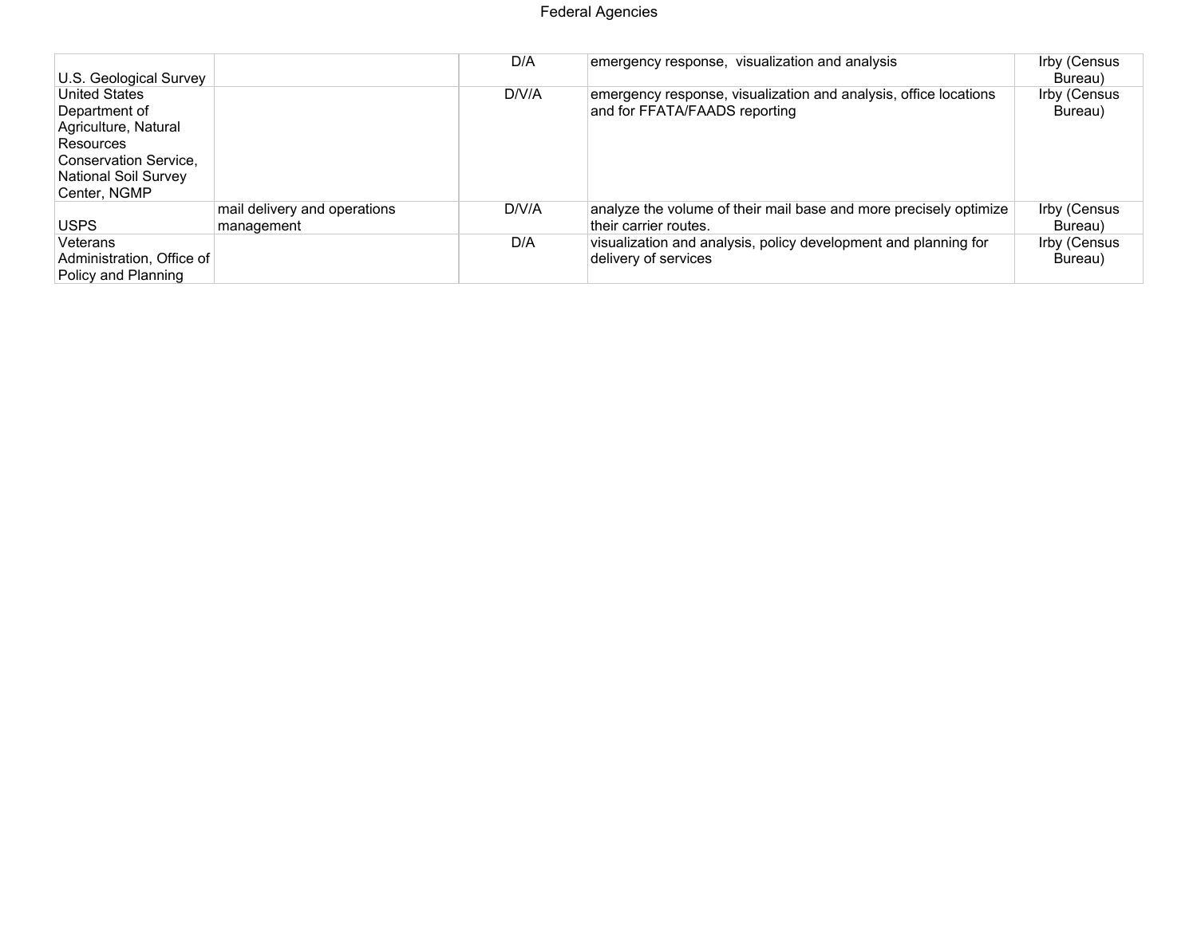| | | | | |
|---|---|---|---|---|
| U.S. Geological Survey | | D/A | emergency response,  visualization and analysis | Irby (Census Bureau) |
| United States Department of Agriculture, Natural Resources Conservation Service, National Soil Survey Center, NGMP | | D/V/A | emergency response, visualization and analysis, office locations and for FFATA/FAADS reporting | Irby (Census Bureau) |
| USPS | mail delivery and operations management | D/V/A | analyze the volume of their mail base and more precisely optimize their carrier routes. | Irby (Census Bureau) |
| Veterans Administration, Office of Policy and Planning | | D/A | visualization and analysis, policy development and planning for delivery of services | Irby (Census Bureau) |